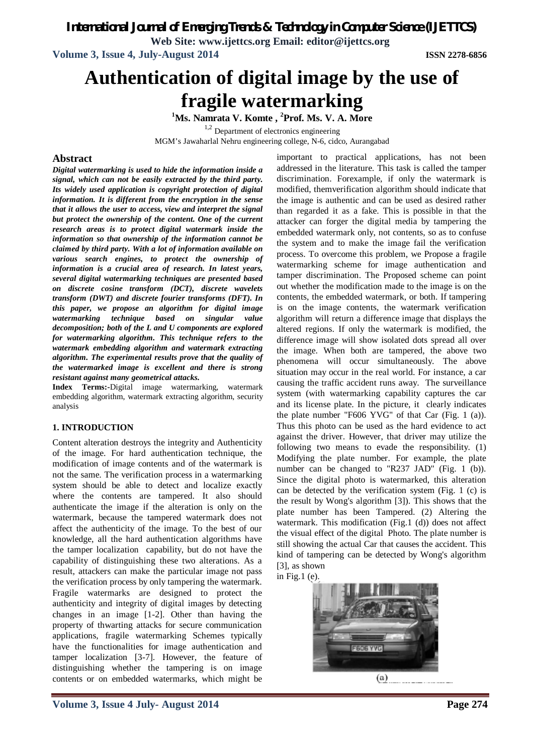# Authentication of digital image by the use of fragile watermarking

[1]Ms. Namrata V. Komte , [2]Prof. Ms. V. A. More

[1,2] Department of electronics engineering
MGM's Jawaharlal Nehru engineering college, N-6, cidco, Aurangabad

## Abstract

***Digital watermarking is used to hide the information inside a signal, which can not be easily extracted by the third party. Its widely used application is copyright protection of digital information. It is different from the encryption in the sense that it allows the user to access, view and interpret the signal but protect the ownership of the content. One of the current research areas is to protect digital watermark inside the information so that ownership of the information cannot be claimed by third party. With a lot of information available on various search engines, to protect the ownership of information is a crucial area of research. In latest years, several digital watermarking techniques are presented based on discrete cosine transform (DCT), discrete wavelets transform (DWT) and discrete fourier transforms (DFT). In this paper, we propose an algorithm for digital image watermarking technique based on singular value decomposition; both of the L and U components are explored for watermarking algorithm. This technique refers to the watermark embedding algorithm and watermark extracting algorithm. The experimental results prove that the quality of the watermarked image is excellent and there is strong resistant against many geometrical attacks.***

**Index Terms:-**Digital image watermarking, watermark embedding algorithm, watermark extracting algorithm, security analysis

### 1. INTRODUCTION

Content alteration destroys the integrity and Authenticity of the image. For hard authentication technique, the modification of image contents and of the watermark is not the same. The verification process in a watermarking system should be able to detect and localize exactly where the contents are tampered. It also should authenticate the image if the alteration is only on the watermark, because the tampered watermark does not affect the authenticity of the image. To the best of our knowledge, all the hard authentication algorithms have the tamper localization capability, but do not have the capability of distinguishing these two alterations. As a result, attackers can make the particular image not pass the verification process by only tampering the watermark. Fragile watermarks are designed to protect the authenticity and integrity of digital images by detecting changes in an image [1-2]. Other than having the property of thwarting attacks for secure communication applications, fragile watermarking Schemes typically have the functionalities for image authentication and tamper localization [3-7]. However, the feature of distinguishing whether the tampering is on image contents or on embedded watermarks, which might be important to practical applications, has not been addressed in the literature. This task is called the tamper discrimination. Forexample, if only the watermark is modified, themverification algorithm should indicate that the image is authentic and can be used as desired rather than regarded it as a fake. This is possible in that the attacker can forger the digital media by tampering the embedded watermark only, not contents, so as to confuse the system and to make the image fail the verification process. To overcome this problem, we Propose a fragile watermarking scheme for image authentication and tamper discrimination. The Proposed scheme can point out whether the modification made to the image is on the contents, the embedded watermark, or both. If tampering is on the image contents, the watermark verification algorithm will return a difference image that displays the altered regions. If only the watermark is modified, the difference image will show isolated dots spread all over the image. When both are tampered, the above two phenomena will occur simultaneously. The above situation may occur in the real world. For instance, a car causing the traffic accident runs away. The surveillance system (with watermarking capability captures the car and its license plate. In the picture, it clearly indicates the plate number "F606 YVG" of that Car (Fig. 1 (a)). Thus this photo can be used as the hard evidence to act against the driver. However, that driver may utilize the following two means to evade the responsibility. (1) Modifying the plate number. For example, the plate number can be changed to "R237 JAD" (Fig. 1 (b)). Since the digital photo is watermarked, this alteration can be detected by the verification system (Fig. 1 (c) is the result by Wong's algorithm [3]). This shows that the plate number has been Tampered. (2) Altering the watermark. This modification (Fig.1 (d)) does not affect the visual effect of the digital Photo. The plate number is still showing the actual Car that causes the accident. This kind of tampering can be detected by Wong's algorithm [3], as shown in Fig.1 (e).

(a)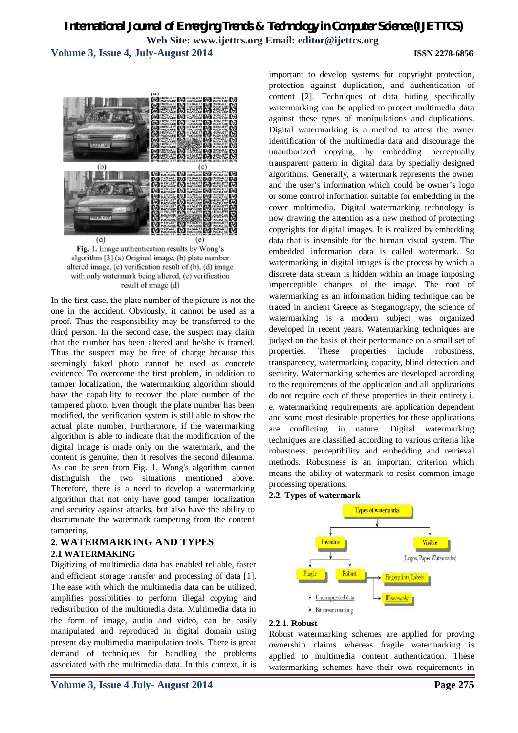Fig. 1. Image authentication results by Wong's algorithm [3] (a) Original image, (b) plate number altered image, (c) verification result of (b), (d) image with only watermark being altered, (e) verification result of image (d)

In the first case, the plate number of the picture is not the one in the accident. Obviously, it cannot be used as a proof. Thus the responsibility may be transferred to the third person. In the second case, the suspect may claim that the number has been altered and he/she is framed. Thus the suspect may be free of charge because this seemingly faked photo cannot be used as concrete evidence. To overcome the first problem, in addition to tamper localization, the watermarking algorithm should have the capability to recover the plate number of the tampered photo. Even though the plate number has been modified, the verification system is still able to show the actual plate number. Furthermore, if the watermarking algorithm is able to indicate that the modification of the digital image is made only on the watermark, and the content is genuine, then it resolves the second dilemma. As can be seen from Fig. 1, Wong's algorithm cannot distinguish the two situations mentioned above. Therefore, there is a need to develop a watermarking algorithm that not only have good tamper localization and security against attacks, but also have the ability to discriminate the watermark tampering from the content tampering.

## 2. WATERMARKING AND TYPES

### 2.1 WATERMAKING

Digitizing of multimedia data has enabled reliable, faster and efficient storage transfer and processing of data [1]. The ease with which the multimedia data can be utilized, amplifies possibilities to perform illegal copying and redistribution of the multimedia data. Multimedia data in the form of image, audio and video, can be easily manipulated and reproduced in digital domain using present day multimedia manipulation tools. There is great demand of techniques for handling the problems associated with the multimedia data. In this context, it is important to develop systems for copyright protection, protection against duplication, and authentication of content [2]. Techniques of data hiding specifically watermarking can be applied to protect multimedia data against these types of manipulations and duplications. Digital watermarking is a method to attest the owner identification of the multimedia data and discourage the unauthorized copying, by embedding perceptually transparent pattern in digital data by specially designed algorithms. Generally, a watermark represents the owner and the user's information which could be owner's logo or some control information suitable for embedding in the cover multimedia. Digital watermarking technology is now drawing the attention as a new method of protecting copyrights for digital images. It is realized by embedding data that is insensible for the human visual system. The embedded information data is called watermark. So watermarking in digital images is the process by which a discrete data stream is hidden within an image imposing imperceptible changes of the image. The root of watermarking as an information hiding technique can be traced in ancient Greece as Steganograpy, the science of watermarking is a modern subject was organized developed in recent years. Watermarking techniques are judged on the basis of their performance on a small set of properties. These properties include robustness, transparency, watermarking capacity, blind detection and security. Watermarking schemes are developed according to the requirements of the application and all applications do not require each of these properties in their entirety i. e. watermarking requirements are application dependent and some most desirable properties for these applications are conflicting in nature. Digital watermarking techniques are classified according to various criteria like robustness, perceptibility and embedding and retrieval methods. Robustness is an important criterion which means the ability of watermark to resist common image processing operations.

### 2.2. Types of watermark

#### 2.2.1. Robust

Robust watermarking schemes are applied for proving ownership claims whereas fragile watermarking is applied to multimedia content authentication. These watermarking schemes have their own requirements in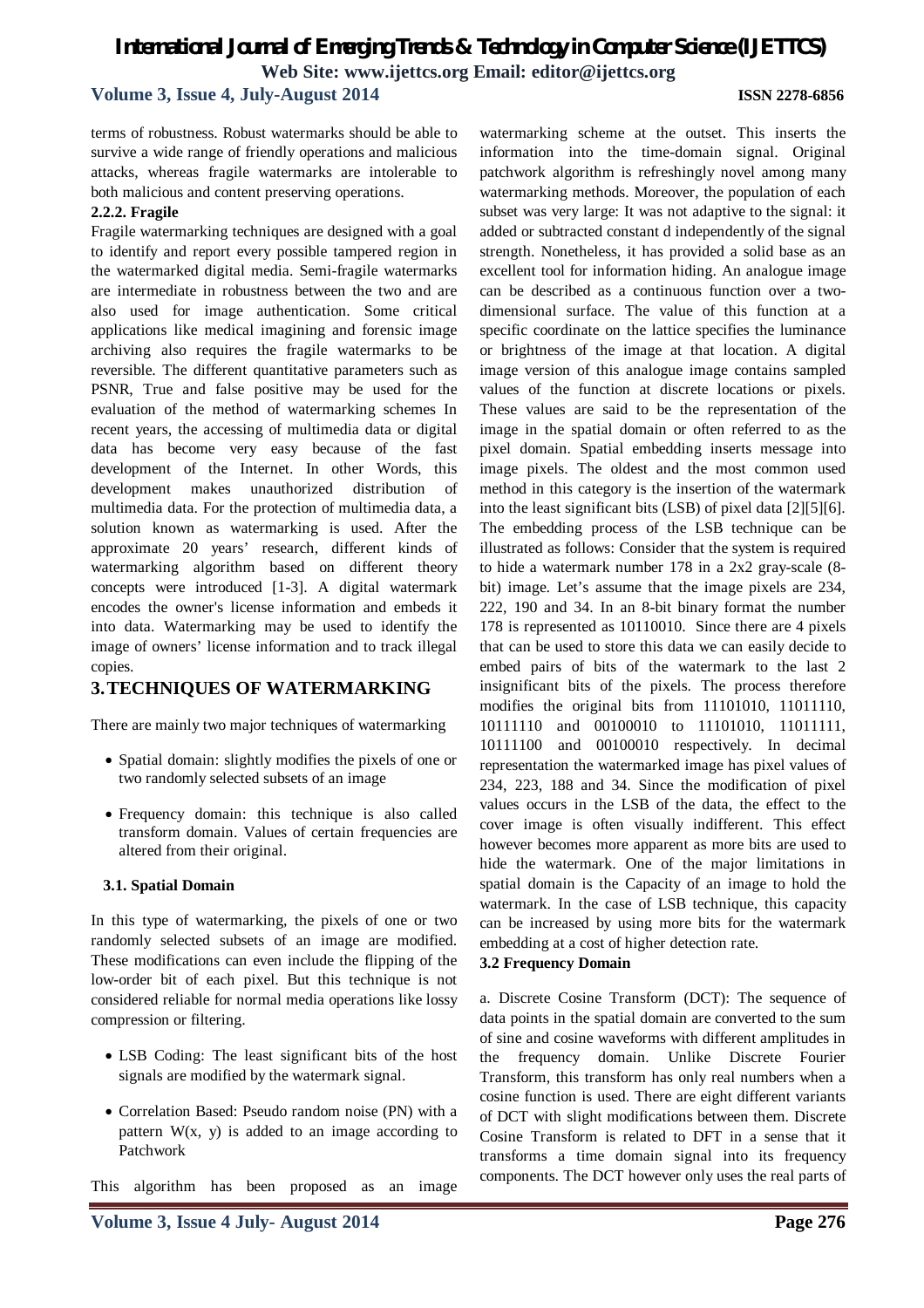terms of robustness. Robust watermarks should be able to survive a wide range of friendly operations and malicious attacks, whereas fragile watermarks are intolerable to both malicious and content preserving operations.

#### 2.2.2. Fragile

Fragile watermarking techniques are designed with a goal to identify and report every possible tampered region in the watermarked digital media. Semi-fragile watermarks are intermediate in robustness between the two and are also used for image authentication. Some critical applications like medical imagining and forensic image archiving also requires the fragile watermarks to be reversible. The different quantitative parameters such as PSNR, True and false positive may be used for the evaluation of the method of watermarking schemes In recent years, the accessing of multimedia data or digital data has become very easy because of the fast development of the Internet. In other Words, this development makes unauthorized distribution of multimedia data. For the protection of multimedia data, a solution known as watermarking is used. After the approximate 20 years' research, different kinds of watermarking algorithm based on different theory concepts were introduced [1-3]. A digital watermark encodes the owner's license information and embeds it into data. Watermarking may be used to identify the image of owners' license information and to track illegal copies.

## 3. TECHNIQUES OF WATERMARKING

There are mainly two major techniques of watermarking

- Spatial domain: slightly modifies the pixels of one or two randomly selected subsets of an image
- Frequency domain: this technique is also called transform domain. Values of certain frequencies are altered from their original.

### 3.1. Spatial Domain

In this type of watermarking, the pixels of one or two randomly selected subsets of an image are modified. These modifications can even include the flipping of the low-order bit of each pixel. But this technique is not considered reliable for normal media operations like lossy compression or filtering.

- LSB Coding: The least significant bits of the host signals are modified by the watermark signal.
- Correlation Based: Pseudo random noise (PN) with a pattern W(x, y) is added to an image according to Patchwork

This algorithm has been proposed as an image watermarking scheme at the outset. This inserts the information into the time-domain signal. Original patchwork algorithm is refreshingly novel among many watermarking methods. Moreover, the population of each subset was very large: It was not adaptive to the signal: it added or subtracted constant d independently of the signal strength. Nonetheless, it has provided a solid base as an excellent tool for information hiding. An analogue image can be described as a continuous function over a two-dimensional surface. The value of this function at a specific coordinate on the lattice specifies the luminance or brightness of the image at that location. A digital image version of this analogue image contains sampled values of the function at discrete locations or pixels. These values are said to be the representation of the image in the spatial domain or often referred to as the pixel domain. Spatial embedding inserts message into image pixels. The oldest and the most common used method in this category is the insertion of the watermark into the least significant bits (LSB) of pixel data [2][5][6]. The embedding process of the LSB technique can be illustrated as follows: Consider that the system is required to hide a watermark number 178 in a 2x2 gray-scale (8-bit) image. Let's assume that the image pixels are 234, 222, 190 and 34. In an 8-bit binary format the number 178 is represented as 10110010. Since there are 4 pixels that can be used to store this data we can easily decide to embed pairs of bits of the watermark to the last 2 insignificant bits of the pixels. The process therefore modifies the original bits from 11101010, 11011110, 10111110 and 00100010 to 11101010, 11011111, 10111100 and 00100010 respectively. In decimal representation the watermarked image has pixel values of 234, 223, 188 and 34. Since the modification of pixel values occurs in the LSB of the data, the effect to the cover image is often visually indifferent. This effect however becomes more apparent as more bits are used to hide the watermark. One of the major limitations in spatial domain is the Capacity of an image to hold the watermark. In the case of LSB technique, this capacity can be increased by using more bits for the watermark embedding at a cost of higher detection rate.

### 3.2 Frequency Domain

a. Discrete Cosine Transform (DCT): The sequence of data points in the spatial domain are converted to the sum of sine and cosine waveforms with different amplitudes in the frequency domain. Unlike Discrete Fourier Transform, this transform has only real numbers when a cosine function is used. There are eight different variants of DCT with slight modifications between them. Discrete Cosine Transform is related to DFT in a sense that it transforms a time domain signal into its frequency components. The DCT however only uses the real parts of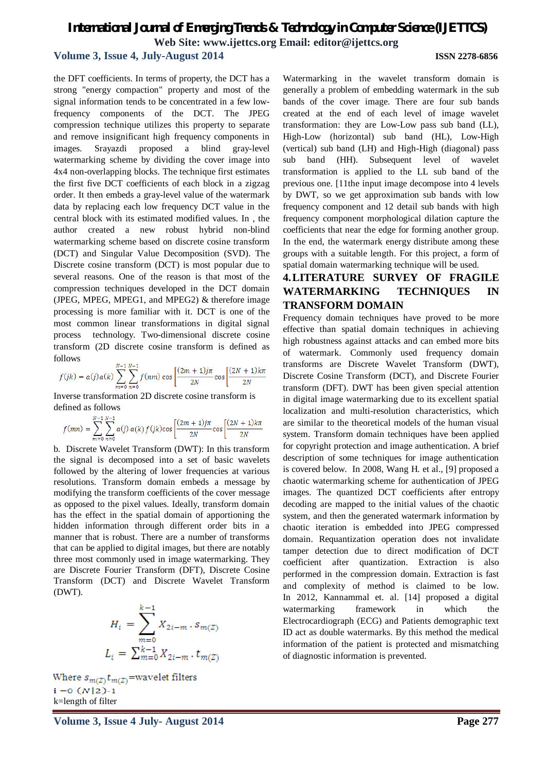the DFT coefficients. In terms of property, the DCT has a strong "energy compaction" property and most of the signal information tends to be concentrated in a few low-frequency components of the DCT. The JPEG compression technique utilizes this property to separate and remove insignificant high frequency components in images. Srayazdi proposed a blind gray-level watermarking scheme by dividing the cover image into 4x4 non-overlapping blocks. The technique first estimates the first five DCT coefficients of each block in a zigzag order. It then embeds a gray-level value of the watermark data by replacing each low frequency DCT value in the central block with its estimated modified values. In , the author created a new robust hybrid non-blind watermarking scheme based on discrete cosine transform (DCT) and Singular Value Decomposition (SVD). The Discrete cosine transform (DCT) is most popular due to several reasons. One of the reason is that most of the compression techniques developed in the DCT domain (JPEG, MPEG, MPEG1, and MPEG2) & therefore image processing is more familiar with it. DCT is one of the most common linear transformations in digital signal process technology. Two-dimensional discrete cosine transform (2D discrete cosine transform is defined as follows

$$f(jk) = a(j)a(k)\sum_{m=0}^{N-1}\sum_{n=0}^{N-1} f(nm)\cos\left[\frac{(2m+1)j\pi}{2N}\cos\left[\frac{(2N+1)k\pi}{2N}\right.\right.$$

Inverse transformation 2D discrete cosine transform is defined as follows

$$f(mn) = \sum_{m=0}^{N-1}\sum_{n=0}^{N-1} a(j)\,a(k)\,f(jk)\cos\left[\frac{(2m+1)j\pi}{2N}\cos\left[\frac{(2N+1)k\pi}{2N}\right.\right.$$

b. Discrete Wavelet Transform (DWT): In this transform the signal is decomposed into a set of basic wavelets followed by the altering of lower frequencies at various resolutions. Transform domain embeds a message by modifying the transform coefficients of the cover message as opposed to the pixel values. Ideally, transform domain has the effect in the spatial domain of apportioning the hidden information through different order bits in a manner that is robust. There are a number of transforms that can be applied to digital images, but there are notably three most commonly used in image watermarking. They are Discrete Fourier Transform (DFT), Discrete Cosine Transform (DCT) and Discrete Wavelet Transform (DWT).

$$H_i = \sum_{m=0}^{k-1} X_{2i-m}\cdot s_{m(Z)}$$

$$L_i = \sum_{m=0}^{k-1} X_{2i-m}\cdot t_{m(Z)}$$

Where $s_{m(Z)}\,t_{m(Z)}$=wavelet filters

i =0 (N|2)-1

k=length of filter

Watermarking in the wavelet transform domain is generally a problem of embedding watermark in the sub bands of the cover image. There are four sub bands created at the end of each level of image wavelet transformation: they are Low-Low pass sub band (LL), High-Low (horizontal) sub band (HL), Low-High (vertical) sub band (LH) and High-High (diagonal) pass sub band (HH). Subsequent level of wavelet transformation is applied to the LL sub band of the previous one. [11the input image decompose into 4 levels by DWT, so we get approximation sub bands with low frequency component and 12 detail sub bands with high frequency component morphological dilation capture the coefficients that near the edge for forming another group. In the end, the watermark energy distribute among these groups with a suitable length. For this project, a form of spatial domain watermarking technique will be used.

## 4. LITERATURE SURVEY OF FRAGILE WATERMARKING TECHNIQUES IN TRANSFORM DOMAIN

Frequency domain techniques have proved to be more effective than spatial domain techniques in achieving high robustness against attacks and can embed more bits of watermark. Commonly used frequency domain transforms are Discrete Wavelet Transform (DWT), Discrete Cosine Transform (DCT), and Discrete Fourier transform (DFT). DWT has been given special attention in digital image watermarking due to its excellent spatial localization and multi-resolution characteristics, which are similar to the theoretical models of the human visual system. Transform domain techniques have been applied for copyright protection and image authentication. A brief description of some techniques for image authentication is covered below. In 2008, Wang H. et al., [9] proposed a chaotic watermarking scheme for authentication of JPEG images. The quantized DCT coefficients after entropy decoding are mapped to the initial values of the chaotic system, and then the generated watermark information by chaotic iteration is embedded into JPEG compressed domain. Requantization operation does not invalidate tamper detection due to direct modification of DCT coefficient after quantization. Extraction is also performed in the compression domain. Extraction is fast and complexity of method is claimed to be low. In 2012, Kannammal et. al. [14] proposed a digital watermarking framework in which the Electrocardiograph (ECG) and Patients demographic text ID act as double watermarks. By this method the medical information of the patient is protected and mismatching of diagnostic information is prevented.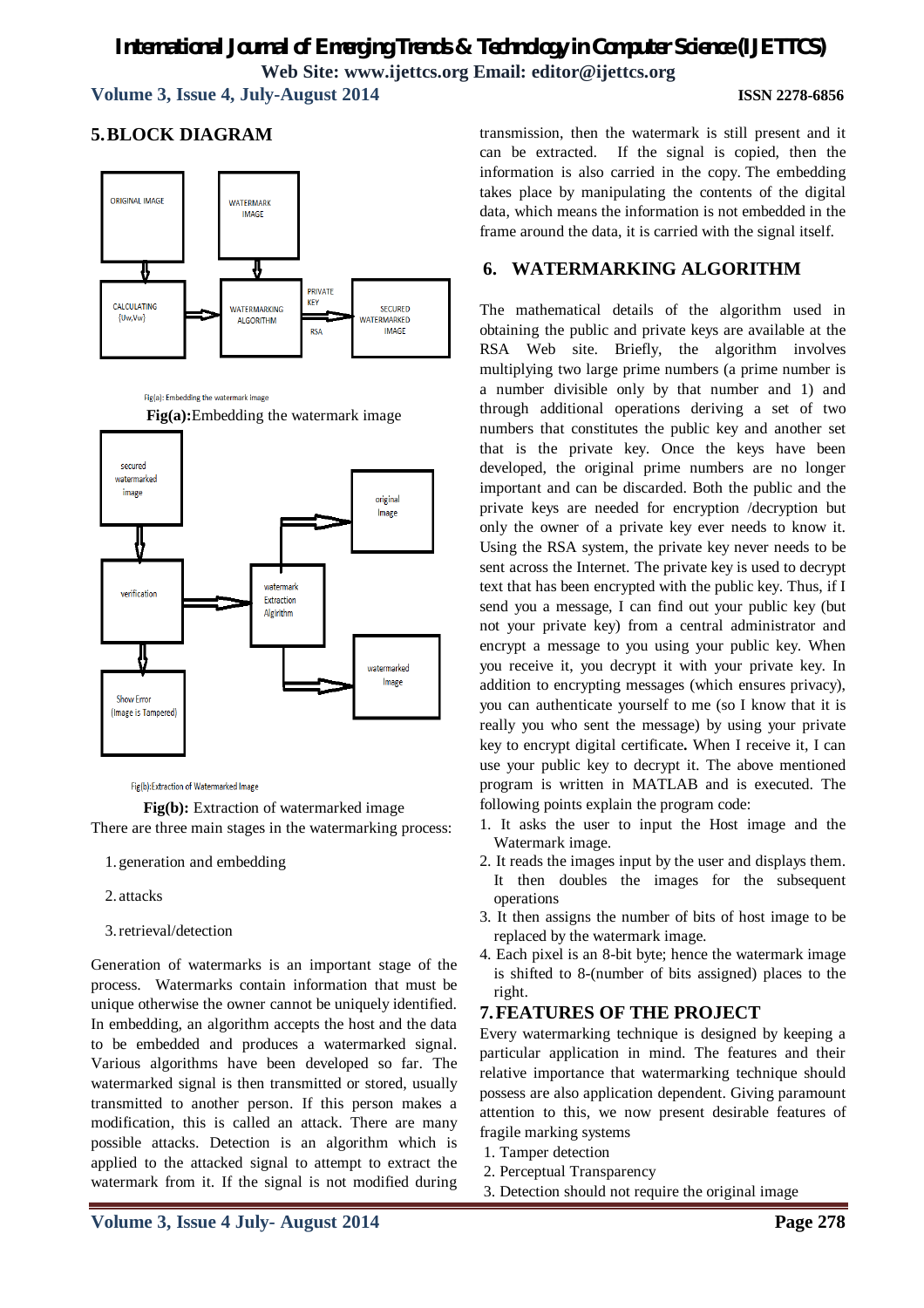## 5. BLOCK DIAGRAM

ORIGINAL IMAGE

WATERMARK IMAGE

CALCULATING {Uw,Vw}

WATERMARKING ALGORITHM

PRIVATE KEY

RSA

SECURED WATERMARKED IMAGE

Fig(a): Embedding the watermark image

**Fig(a):**Embedding the watermark image

secured watermarked image

original Image

verification

watermark Extraction Algrithm

watermarked Image

Show Error (Image is Tampered)

Fig(b):Extraction of Watermarked Image

**Fig(b):** Extraction of watermarked image

There are three main stages in the watermarking process:

1. generation and embedding
2. attacks
3. retrieval/detection

Generation of watermarks is an important stage of the process. Watermarks contain information that must be unique otherwise the owner cannot be uniquely identified. In embedding, an algorithm accepts the host and the data to be embedded and produces a watermarked signal. Various algorithms have been developed so far. The watermarked signal is then transmitted or stored, usually transmitted to another person. If this person makes a modification, this is called an attack. There are many possible attacks. Detection is an algorithm which is applied to the attacked signal to attempt to extract the watermark from it. If the signal is not modified during transmission, then the watermark is still present and it can be extracted. If the signal is copied, then the information is also carried in the copy. The embedding takes place by manipulating the contents of the digital data, which means the information is not embedded in the frame around the data, it is carried with the signal itself.

## 6. WATERMARKING ALGORITHM

The mathematical details of the algorithm used in obtaining the public and private keys are available at the RSA Web site. Briefly, the algorithm involves multiplying two large prime numbers (a prime number is a number divisible only by that number and 1) and through additional operations deriving a set of two numbers that constitutes the public key and another set that is the private key. Once the keys have been developed, the original prime numbers are no longer important and can be discarded. Both the public and the private keys are needed for encryption /decryption but only the owner of a private key ever needs to know it. Using the RSA system, the private key never needs to be sent across the Internet. The private key is used to decrypt text that has been encrypted with the public key. Thus, if I send you a message, I can find out your public key (but not your private key) from a central administrator and encrypt a message to you using your public key. When you receive it, you decrypt it with your private key. In addition to encrypting messages (which ensures privacy), you can authenticate yourself to me (so I know that it is really you who sent the message) by using your private key to encrypt digital certificate**.** When I receive it, I can use your public key to decrypt it. The above mentioned program is written in MATLAB and is executed. The following points explain the program code:

1. It asks the user to input the Host image and the Watermark image.
2. It reads the images input by the user and displays them. It then doubles the images for the subsequent operations
3. It then assigns the number of bits of host image to be replaced by the watermark image.
4. Each pixel is an 8-bit byte; hence the watermark image is shifted to 8-(number of bits assigned) places to the right.

## 7. FEATURES OF THE PROJECT

Every watermarking technique is designed by keeping a particular application in mind. The features and their relative importance that watermarking technique should possess are also application dependent. Giving paramount attention to this, we now present desirable features of fragile marking systems

1. Tamper detection
2. Perceptual Transparency
3. Detection should not require the original image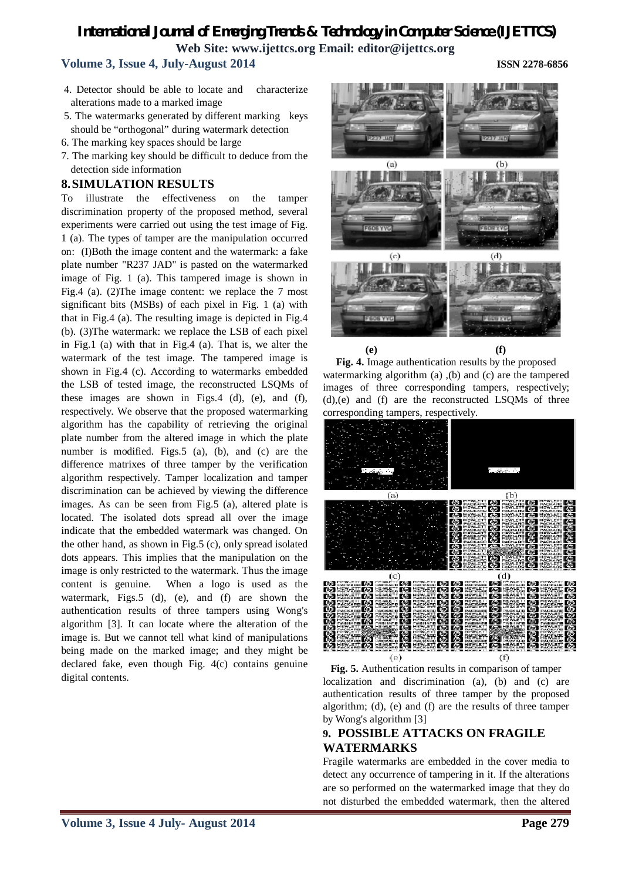4. Detector should be able to locate and characterize alterations made to a marked image
5. The watermarks generated by different marking keys should be "orthogonal" during watermark detection
6. The marking key spaces should be large
7. The marking key should be difficult to deduce from the detection side information

## 8. SIMULATION RESULTS

To illustrate the effectiveness on the tamper discrimination property of the proposed method, several experiments were carried out using the test image of Fig. 1 (a). The types of tamper are the manipulation occurred on: (I)Both the image content and the watermark: a fake plate number "R237 JAD" is pasted on the watermarked image of Fig. 1 (a). This tampered image is shown in Fig.4 (a). (2)The image content: we replace the 7 most significant bits (MSBs) of each pixel in Fig. 1 (a) with that in Fig.4 (a). The resulting image is depicted in Fig.4 (b). (3)The watermark: we replace the LSB of each pixel in Fig.1 (a) with that in Fig.4 (a). That is, we alter the watermark of the test image. The tampered image is shown in Fig.4 (c). According to watermarks embedded the LSB of tested image, the reconstructed LSQMs of these images are shown in Figs.4 (d), (e), and (f), respectively. We observe that the proposed watermarking algorithm has the capability of retrieving the original plate number from the altered image in which the plate number is modified. Figs.5 (a), (b), and (c) are the difference matrixes of three tamper by the verification algorithm respectively. Tamper localization and tamper discrimination can be achieved by viewing the difference images. As can be seen from Fig.5 (a), altered plate is located. The isolated dots spread all over the image indicate that the embedded watermark was changed. On the other hand, as shown in Fig.5 (c), only spread isolated dots appears. This implies that the manipulation on the image is only restricted to the watermark. Thus the image content is genuine. When a logo is used as the watermark, Figs.5 (d), (e), and (f) are shown the authentication results of three tampers using Wong's algorithm [3]. It can locate where the alteration of the image is. But we cannot tell what kind of manipulations being made on the marked image; and they might be declared fake, even though Fig. 4(c) contains genuine digital contents.

**Fig. 4.** Image authentication results by the proposed watermarking algorithm (a) ,(b) and (c) are the tampered images of three corresponding tampers, respectively; (d),(e) and (f) are the reconstructed LSQMs of three corresponding tampers, respectively.

**Fig. 5.** Authentication results in comparison of tamper localization and discrimination (a), (b) and (c) are authentication results of three tamper by the proposed algorithm; (d), (e) and (f) are the results of three tamper by Wong's algorithm [3]

## 9. POSSIBLE ATTACKS ON FRAGILE WATERMARKS

Fragile watermarks are embedded in the cover media to detect any occurrence of tampering in it. If the alterations are so performed on the watermarked image that they do not disturbed the embedded watermark, then the altered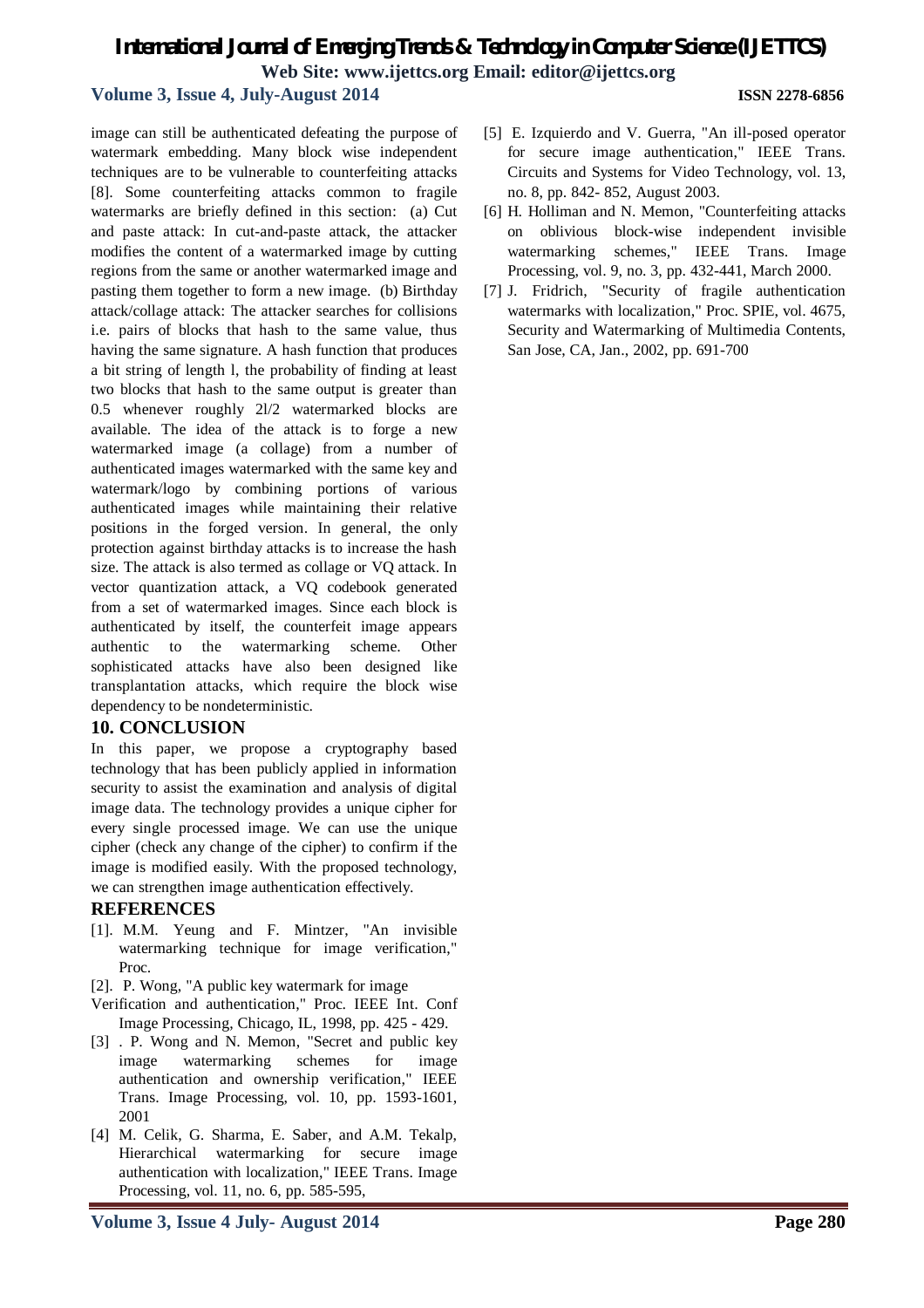image can still be authenticated defeating the purpose of watermark embedding. Many block wise independent techniques are to be vulnerable to counterfeiting attacks [8]. Some counterfeiting attacks common to fragile watermarks are briefly defined in this section: (a) Cut and paste attack: In cut-and-paste attack, the attacker modifies the content of a watermarked image by cutting regions from the same or another watermarked image and pasting them together to form a new image. (b) Birthday attack/collage attack: The attacker searches for collisions i.e. pairs of blocks that hash to the same value, thus having the same signature. A hash function that produces a bit string of length l, the probability of finding at least two blocks that hash to the same output is greater than 0.5 whenever roughly 2l/2 watermarked blocks are available. The idea of the attack is to forge a new watermarked image (a collage) from a number of authenticated images watermarked with the same key and watermark/logo by combining portions of various authenticated images while maintaining their relative positions in the forged version. In general, the only protection against birthday attacks is to increase the hash size. The attack is also termed as collage or VQ attack. In vector quantization attack, a VQ codebook generated from a set of watermarked images. Since each block is authenticated by itself, the counterfeit image appears authentic to the watermarking scheme. Other sophisticated attacks have also been designed like transplantation attacks, which require the block wise dependency to be nondeterministic.

## 10. CONCLUSION

In this paper, we propose a cryptography based technology that has been publicly applied in information security to assist the examination and analysis of digital image data. The technology provides a unique cipher for every single processed image. We can use the unique cipher (check any change of the cipher) to confirm if the image is modified easily. With the proposed technology, we can strengthen image authentication effectively.

## REFERENCES

[1]. M.M. Yeung and F. Mintzer, "An invisible watermarking technique for image verification," Proc.

[2]. P. Wong, "A public key watermark for image Verification and authentication," Proc. IEEE Int. Conf Image Processing, Chicago, IL, 1998, pp. 425 - 429.

[3] . P. Wong and N. Memon, "Secret and public key image watermarking schemes for image authentication and ownership verification," IEEE Trans. Image Processing, vol. 10, pp. 1593-1601, 2001

[4] M. Celik, G. Sharma, E. Saber, and A.M. Tekalp, Hierarchical watermarking for secure image authentication with localization," IEEE Trans. Image Processing, vol. 11, no. 6, pp. 585-595,

[5] E. Izquierdo and V. Guerra, "An ill-posed operator for secure image authentication," IEEE Trans. Circuits and Systems for Video Technology, vol. 13, no. 8, pp. 842- 852, August 2003.

[6] H. Holliman and N. Memon, "Counterfeiting attacks on oblivious block-wise independent invisible watermarking schemes," IEEE Trans. Image Processing, vol. 9, no. 3, pp. 432-441, March 2000.

[7] J. Fridrich, "Security of fragile authentication watermarks with localization," Proc. SPIE, vol. 4675, Security and Watermarking of Multimedia Contents, San Jose, CA, Jan., 2002, pp. 691-700